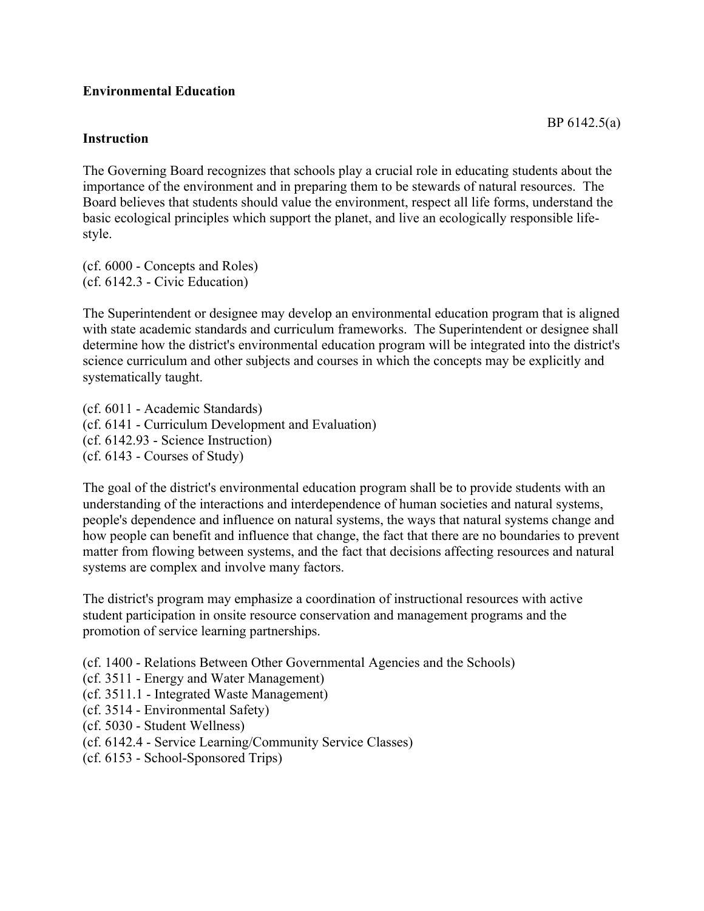**Environmental Education**

BP 6142.5(a)

**Instruction**

The Governing Board recognizes that schools play a crucial role in educating students about the importance of the environment and in preparing them to be stewards of natural resources. The Board believes that students should value the environment, respect all life forms, understand the basic ecological principles which support the planet, and live an ecologically responsible life-style.

(cf. 6000 - Concepts and Roles)
(cf. 6142.3 - Civic Education)

The Superintendent or designee may develop an environmental education program that is aligned with state academic standards and curriculum frameworks. The Superintendent or designee shall determine how the district's environmental education program will be integrated into the district's science curriculum and other subjects and courses in which the concepts may be explicitly and systematically taught.

(cf. 6011 - Academic Standards)
(cf. 6141 - Curriculum Development and Evaluation)
(cf. 6142.93 - Science Instruction)
(cf. 6143 - Courses of Study)

The goal of the district's environmental education program shall be to provide students with an understanding of the interactions and interdependence of human societies and natural systems, people's dependence and influence on natural systems, the ways that natural systems change and how people can benefit and influence that change, the fact that there are no boundaries to prevent matter from flowing between systems, and the fact that decisions affecting resources and natural systems are complex and involve many factors.

The district's program may emphasize a coordination of instructional resources with active student participation in onsite resource conservation and management programs and the promotion of service learning partnerships.

(cf. 1400 - Relations Between Other Governmental Agencies and the Schools)
(cf. 3511 - Energy and Water Management)
(cf. 3511.1 - Integrated Waste Management)
(cf. 3514 - Environmental Safety)
(cf. 5030 - Student Wellness)
(cf. 6142.4 - Service Learning/Community Service Classes)
(cf. 6153 - School-Sponsored Trips)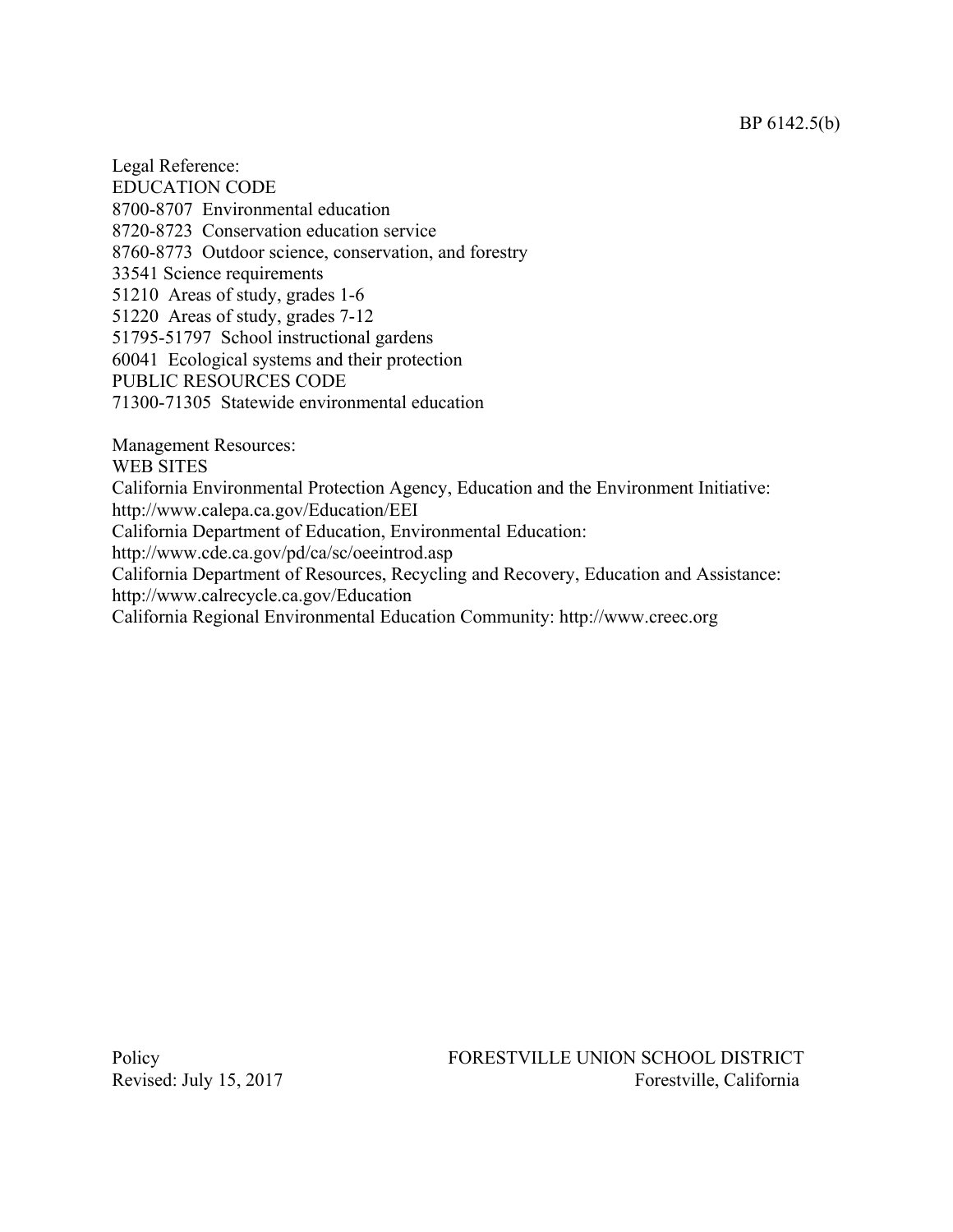Legal Reference:
EDUCATION CODE
8700-8707 Environmental education
8720-8723 Conservation education service
8760-8773 Outdoor science, conservation, and forestry
33541 Science requirements
51210 Areas of study, grades 1-6
51220 Areas of study, grades 7-12
51795-51797 School instructional gardens
60041 Ecological systems and their protection
PUBLIC RESOURCES CODE
71300-71305 Statewide environmental education

Management Resources:
WEB SITES
California Environmental Protection Agency, Education and the Environment Initiative:
http://www.calepa.ca.gov/Education/EEI
California Department of Education, Environmental Education:
http://www.cde.ca.gov/pd/ca/sc/oeeintrod.asp
California Department of Resources, Recycling and Recovery, Education and Assistance:
http://www.calrecycle.ca.gov/Education
California Regional Environmental Education Community: http://www.creec.org

Policy
Revised: July 15, 2017

FORESTVILLE UNION SCHOOL DISTRICT
Forestville, California